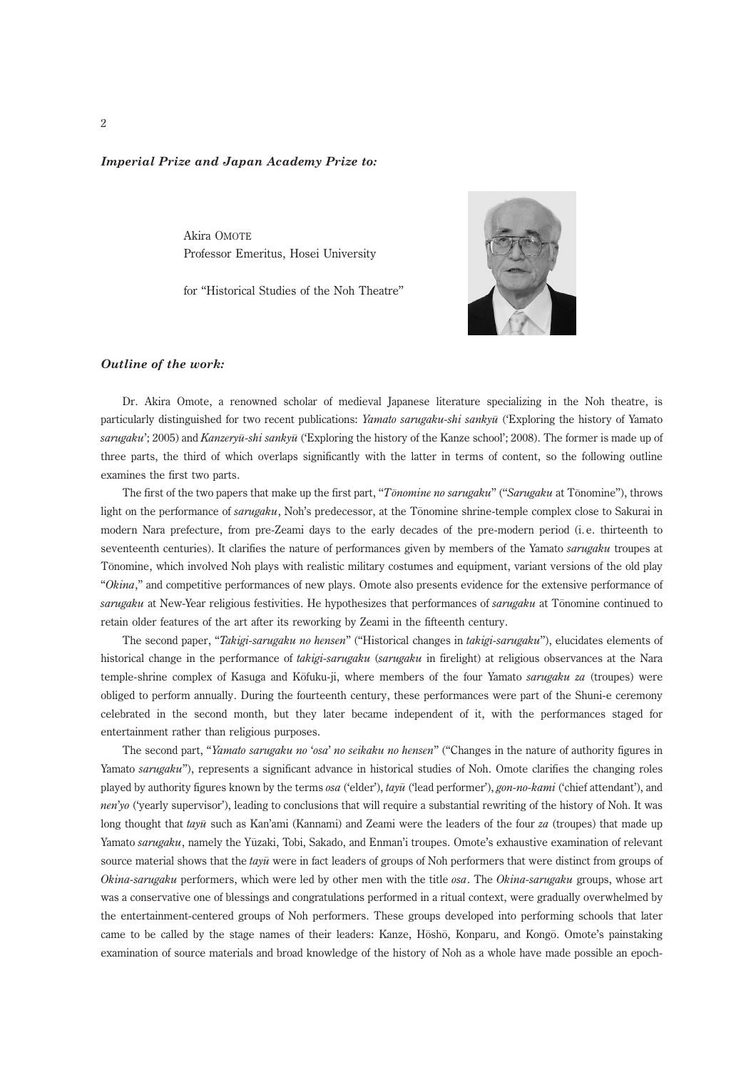***Imperial Prize and Japan Academy Prize to:***

Akira OMOTE
Professor Emeritus, Hosei University

for "Historical Studies of the Noh Theatre"

***Outline of the work:***

Dr. Akira Omote, a renowned scholar of medieval Japanese literature specializing in the Noh theatre, is particularly distinguished for two recent publications: *Yamato sarugaku-shi sankyū* ('Exploring the history of Yamato *sarugaku*'; 2005) and *Kanzeryū-shi sankyū* ('Exploring the history of the Kanze school'; 2008). The former is made up of three parts, the third of which overlaps significantly with the latter in terms of content, so the following outline examines the first two parts.

The first of the two papers that make up the first part, "*Tōnomine no sarugaku*" ("*Sarugaku* at Tōnomine"), throws light on the performance of *sarugaku*, Noh's predecessor, at the Tōnomine shrine-temple complex close to Sakurai in modern Nara prefecture, from pre-Zeami days to the early decades of the pre-modern period (i.e. thirteenth to seventeenth centuries). It clarifies the nature of performances given by members of the Yamato *sarugaku* troupes at Tōnomine, which involved Noh plays with realistic military costumes and equipment, variant versions of the old play "*Okina*," and competitive performances of new plays. Omote also presents evidence for the extensive performance of *sarugaku* at New-Year religious festivities. He hypothesizes that performances of *sarugaku* at Tōnomine continued to retain older features of the art after its reworking by Zeami in the fifteenth century.

The second paper, "*Takigi-sarugaku no hensen*" ("Historical changes in *takigi-sarugaku*"), elucidates elements of historical change in the performance of *takigi-sarugaku* (*sarugaku* in firelight) at religious observances at the Nara temple-shrine complex of Kasuga and Kōfuku-ji, where members of the four Yamato *sarugaku za* (troupes) were obliged to perform annually. During the fourteenth century, these performances were part of the Shuni-e ceremony celebrated in the second month, but they later became independent of it, with the performances staged for entertainment rather than religious purposes.

The second part, "*Yamato sarugaku no 'osa' no seikaku no hensen*" ("Changes in the nature of authority figures in Yamato *sarugaku*"), represents a significant advance in historical studies of Noh. Omote clarifies the changing roles played by authority figures known by the terms *osa* ('elder'), *tayū* ('lead performer'), *gon-no-kami* ('chief attendant'), and *nen'yo* ('yearly supervisor'), leading to conclusions that will require a substantial rewriting of the history of Noh. It was long thought that *tayū* such as Kan'ami (Kannami) and Zeami were the leaders of the four *za* (troupes) that made up Yamato *sarugaku*, namely the Yūzaki, Tobi, Sakado, and Enman'i troupes. Omote's exhaustive examination of relevant source material shows that the *tayū* were in fact leaders of groups of Noh performers that were distinct from groups of *Okina-sarugaku* performers, which were led by other men with the title *osa*. The *Okina-sarugaku* groups, whose art was a conservative one of blessings and congratulations performed in a ritual context, were gradually overwhelmed by the entertainment-centered groups of Noh performers. These groups developed into performing schools that later came to be called by the stage names of their leaders: Kanze, Hōshō, Konparu, and Kongō. Omote's painstaking examination of source materials and broad knowledge of the history of Noh as a whole have made possible an epoch-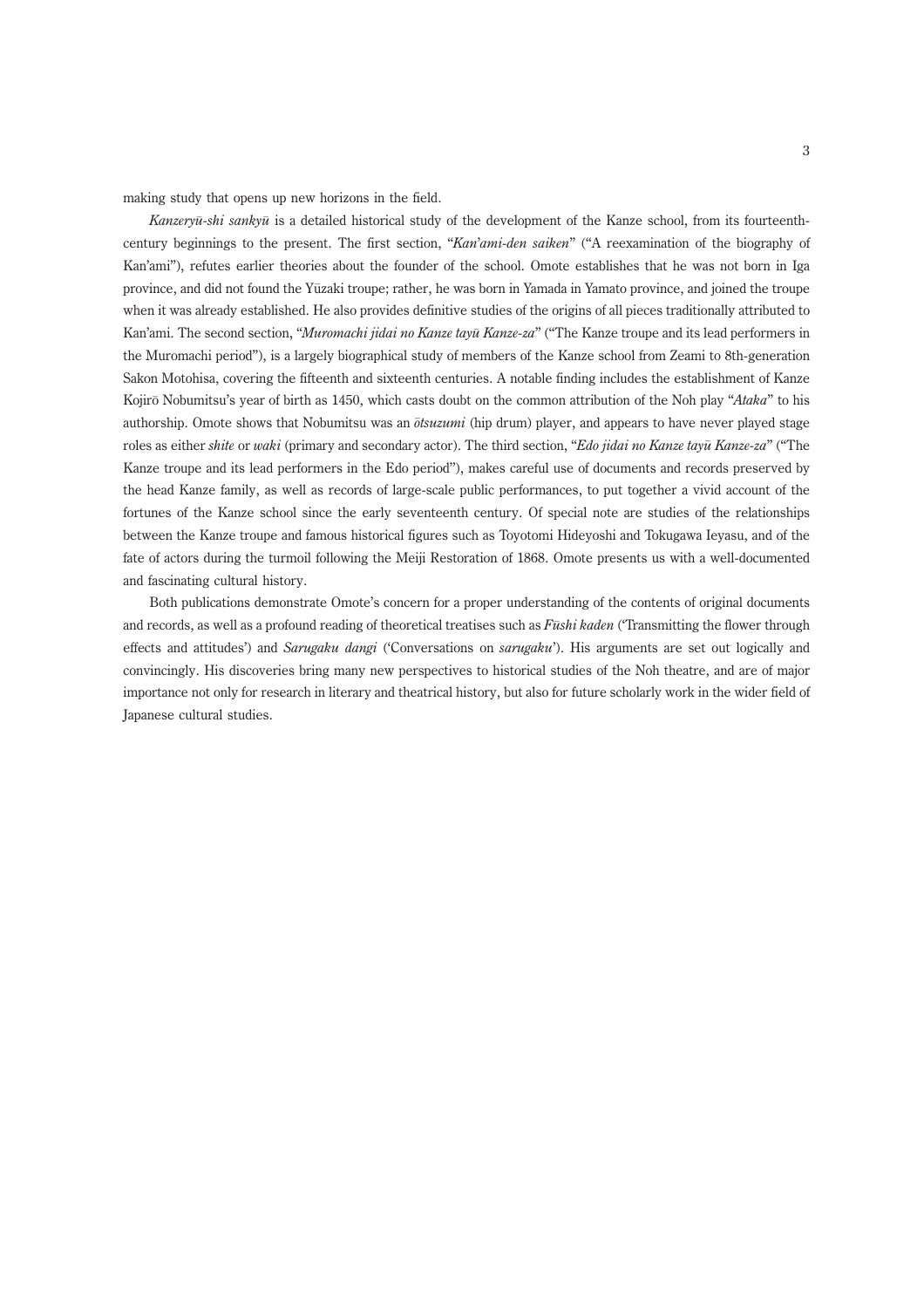making study that opens up new horizons in the field.

*Kanzeryū-shi sankyū* is a detailed historical study of the development of the Kanze school, from its fourteenth-century beginnings to the present. The first section, "*Kan'ami-den saiken*" ("A reexamination of the biography of Kan'ami"), refutes earlier theories about the founder of the school. Omote establishes that he was not born in Iga province, and did not found the Yūzaki troupe; rather, he was born in Yamada in Yamato province, and joined the troupe when it was already established. He also provides definitive studies of the origins of all pieces traditionally attributed to Kan'ami. The second section, "*Muromachi jidai no Kanze tayū Kanze-za*" ("The Kanze troupe and its lead performers in the Muromachi period"), is a largely biographical study of members of the Kanze school from Zeami to 8th-generation Sakon Motohisa, covering the fifteenth and sixteenth centuries. A notable finding includes the establishment of Kanze Kojirō Nobumitsu's year of birth as 1450, which casts doubt on the common attribution of the Noh play "*Ataka*" to his authorship. Omote shows that Nobumitsu was an *ōtsuzumi* (hip drum) player, and appears to have never played stage roles as either *shite* or *waki* (primary and secondary actor). The third section, "*Edo jidai no Kanze tayū Kanze-za*" ("The Kanze troupe and its lead performers in the Edo period"), makes careful use of documents and records preserved by the head Kanze family, as well as records of large-scale public performances, to put together a vivid account of the fortunes of the Kanze school since the early seventeenth century. Of special note are studies of the relationships between the Kanze troupe and famous historical figures such as Toyotomi Hideyoshi and Tokugawa Ieyasu, and of the fate of actors during the turmoil following the Meiji Restoration of 1868. Omote presents us with a well-documented and fascinating cultural history.

Both publications demonstrate Omote's concern for a proper understanding of the contents of original documents and records, as well as a profound reading of theoretical treatises such as *Fūshi kaden* ('Transmitting the flower through effects and attitudes') and *Sarugaku dangi* ('Conversations on *sarugaku*'). His arguments are set out logically and convincingly. His discoveries bring many new perspectives to historical studies of the Noh theatre, and are of major importance not only for research in literary and theatrical history, but also for future scholarly work in the wider field of Japanese cultural studies.